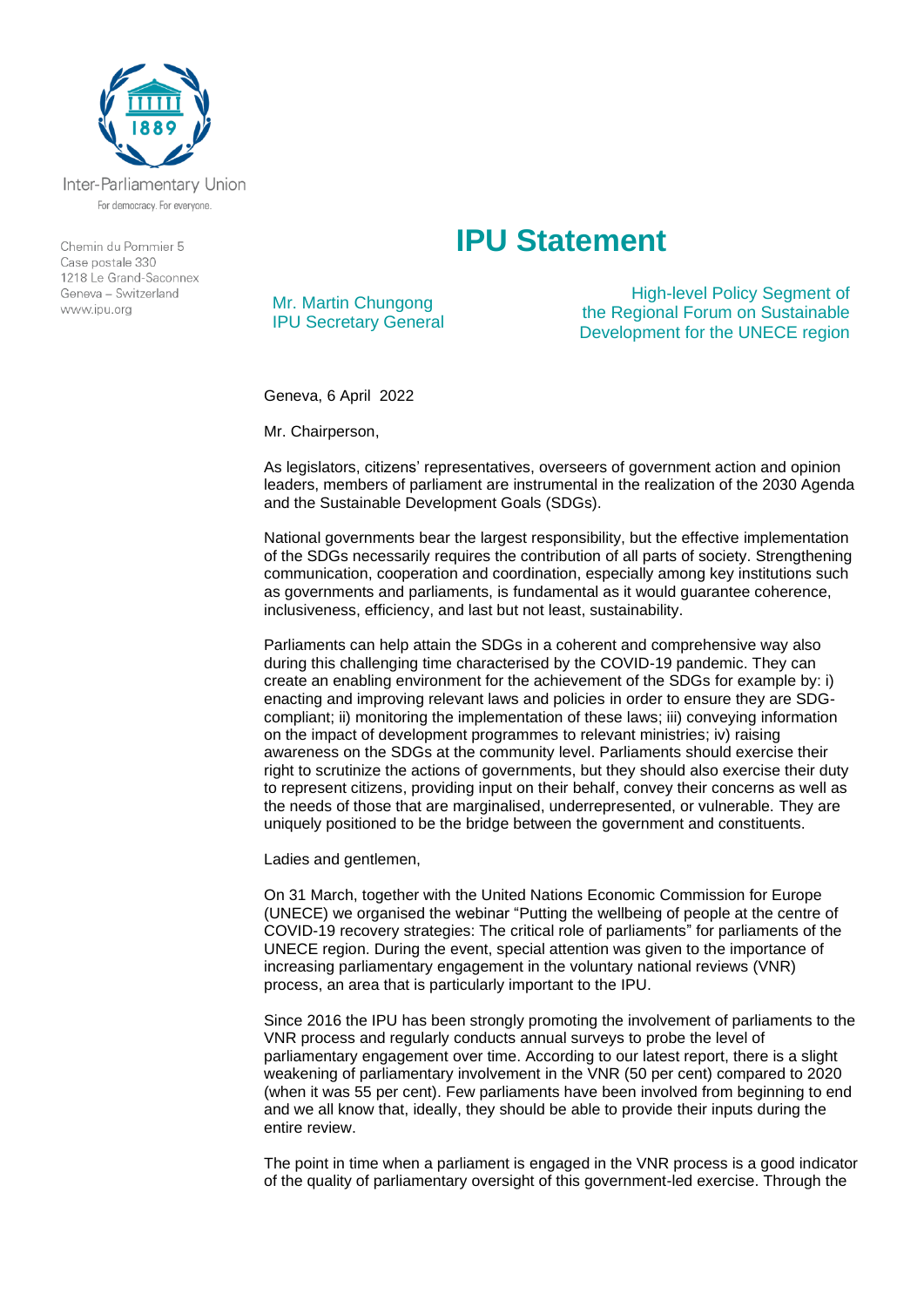Inter-Parliamentary Union
For democracy. For everyone.

Chemin du Pommier 5
Case postale 330
1218 Le Grand-Saconnex
Geneva – Switzerland
www.ipu.org

# IPU Statement

Mr. Martin Chungong
IPU Secretary General

High-level Policy Segment of the Regional Forum on Sustainable Development for the UNECE region

Geneva, 6 April 2022

Mr. Chairperson,

As legislators, citizens' representatives, overseers of government action and opinion leaders, members of parliament are instrumental in the realization of the 2030 Agenda and the Sustainable Development Goals (SDGs).

National governments bear the largest responsibility, but the effective implementation of the SDGs necessarily requires the contribution of all parts of society. Strengthening communication, cooperation and coordination, especially among key institutions such as governments and parliaments, is fundamental as it would guarantee coherence, inclusiveness, efficiency, and last but not least, sustainability.

Parliaments can help attain the SDGs in a coherent and comprehensive way also during this challenging time characterised by the COVID-19 pandemic. They can create an enabling environment for the achievement of the SDGs for example by: i) enacting and improving relevant laws and policies in order to ensure they are SDG-compliant; ii) monitoring the implementation of these laws; iii) conveying information on the impact of development programmes to relevant ministries; iv) raising awareness on the SDGs at the community level. Parliaments should exercise their right to scrutinize the actions of governments, but they should also exercise their duty to represent citizens, providing input on their behalf, convey their concerns as well as the needs of those that are marginalised, underrepresented, or vulnerable. They are uniquely positioned to be the bridge between the government and constituents.

Ladies and gentlemen,

On 31 March, together with the United Nations Economic Commission for Europe (UNECE) we organised the webinar "Putting the wellbeing of people at the centre of COVID-19 recovery strategies: The critical role of parliaments" for parliaments of the UNECE region. During the event, special attention was given to the importance of increasing parliamentary engagement in the voluntary national reviews (VNR) process, an area that is particularly important to the IPU.

Since 2016 the IPU has been strongly promoting the involvement of parliaments to the VNR process and regularly conducts annual surveys to probe the level of parliamentary engagement over time. According to our latest report, there is a slight weakening of parliamentary involvement in the VNR (50 per cent) compared to 2020 (when it was 55 per cent). Few parliaments have been involved from beginning to end and we all know that, ideally, they should be able to provide their inputs during the entire review.

The point in time when a parliament is engaged in the VNR process is a good indicator of the quality of parliamentary oversight of this government-led exercise. Through the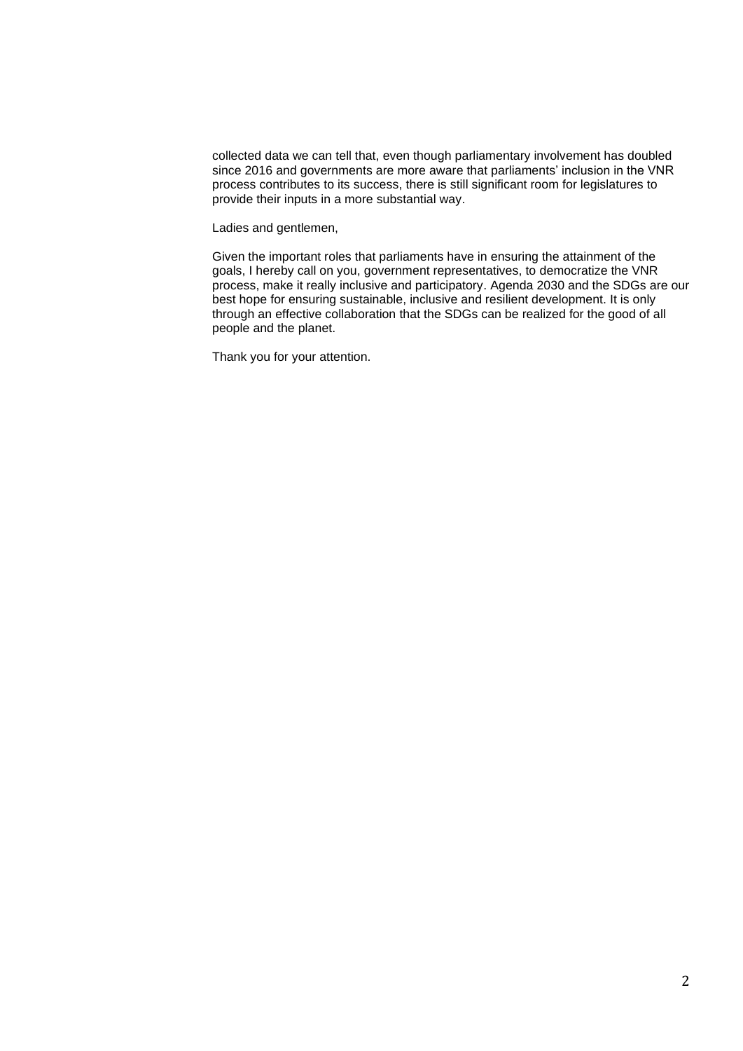collected data we can tell that, even though parliamentary involvement has doubled since 2016 and governments are more aware that parliaments' inclusion in the VNR process contributes to its success, there is still significant room for legislatures to provide their inputs in a more substantial way.

Ladies and gentlemen,

Given the important roles that parliaments have in ensuring the attainment of the goals, I hereby call on you, government representatives, to democratize the VNR process, make it really inclusive and participatory. Agenda 2030 and the SDGs are our best hope for ensuring sustainable, inclusive and resilient development. It is only through an effective collaboration that the SDGs can be realized for the good of all people and the planet.

Thank you for your attention.